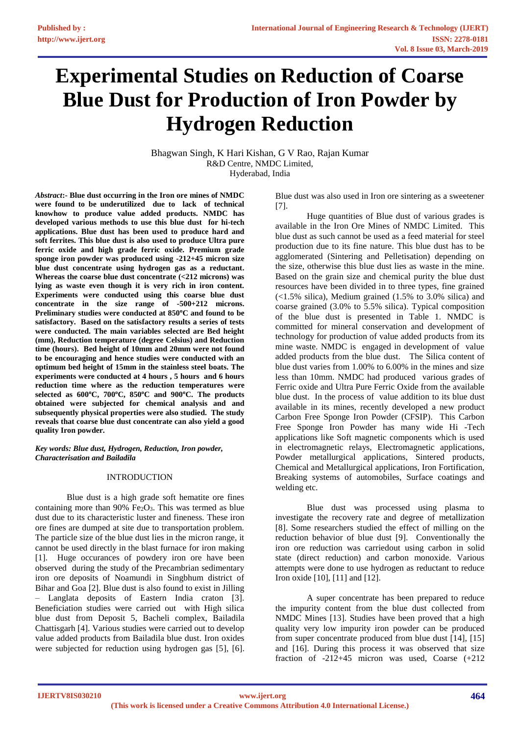# Experimental Studies on Reduction of Coarse Blue Dust for Production of Iron Powder by Hydrogen Reduction

Bhagwan Singh, K Hari Kishan, G V Rao, Rajan Kumar
R&D Centre, NMDC Limited,
Hyderabad, India

***Abstract*:- Blue dust occurring in the Iron ore mines of NMDC were found to be underutilized due to lack of technical knowhow to produce value added products. NMDC has developed various methods to use this blue dust for hi-tech applications. Blue dust has been used to produce hard and soft ferrites. This blue dust is also used to produce Ultra pure ferric oxide and high grade ferric oxide. Premium grade sponge iron powder was produced using -212+45 micron size blue dust concentrate using hydrogen gas as a reductant. Whereas the coarse blue dust concentrate (<212 microns) was lying as waste even though it is very rich in iron content. Experiments were conducted using this coarse blue dust concentrate in the size range of -500+212 microns. Preliminary studies were conducted at 850ºC and found to be satisfactory. Based on the satisfactory results a series of tests were conducted. The main variables selected are Bed height (mm), Reduction temperature (degree Celsius) and Reduction time (hours). Bed height of 10mm and 20mm were not found to be encouraging and hence studies were conducted with an optimum bed height of 15mm in the stainless steel boats. The experiments were conducted at 4 hours , 5 hours and 6 hours reduction time where as the reduction temperatures were selected as 600ºC, 700ºC, 850ºC and 900ºC. The products obtained were subjected for chemical analysis and and subsequently physical properties were also studied. The study reveals that coarse blue dust concentrate can also yield a good quality Iron powder.**

***Key words: Blue dust, Hydrogen, Reduction, Iron powder, Characterisation and Bailadila***

## INTRODUCTION

Blue dust is a high grade soft hematite ore fines containing more than 90% $Fe_2O_3$. This was termed as blue dust due to its characteristic luster and fineness. These iron ore fines are dumped at site due to transportation problem. The particle size of the blue dust lies in the micron range, it cannot be used directly in the blast furnace for iron making [1]. Huge occurances of powdery iron ore have been observed during the study of the Precambrian sedimentary iron ore deposits of Noamundi in Singbhum district of Bihar and Goa [2]. Blue dust is also found to exist in Jilling – Langlata deposits of Eastern India craton [3]. Beneficiation studies were carried out with High silica blue dust from Deposit 5, Bacheli complex, Bailadila Chattisgarh [4]. Various studies were carried out to develop value added products from Bailadila blue dust. Iron oxides were subjected for reduction using hydrogen gas [5], [6]. Blue dust was also used in Iron ore sintering as a sweetener [7].

Huge quantities of Blue dust of various grades is available in the Iron Ore Mines of NMDC Limited. This blue dust as such cannot be used as a feed material for steel production due to its fine nature. This blue dust has to be agglomerated (Sintering and Pelletisation) depending on the size, otherwise this blue dust lies as waste in the mine. Based on the grain size and chemical purity the blue dust resources have been divided in to three types, fine grained (<1.5% silica), Medium grained (1.5% to 3.0% silica) and coarse grained (3.0% to 5.5% silica). Typical composition of the blue dust is presented in Table 1. NMDC is committed for mineral conservation and development of technology for production of value added products from its mine waste. NMDC is engaged in development of value added products from the blue dust. The Silica content of blue dust varies from 1.00% to 6.00% in the mines and size less than 10mm. NMDC had produced various grades of Ferric oxide and Ultra Pure Ferric Oxide from the available blue dust. In the process of value addition to its blue dust available in its mines, recently developed a new product Carbon Free Sponge Iron Powder (CFSIP). This Carbon Free Sponge Iron Powder has many wide Hi -Tech applications like Soft magnetic components which is used in electromagnetic relays, Electromagnetic applications, Powder metallurgical applications, Sintered products, Chemical and Metallurgical applications, Iron Fortification, Breaking systems of automobiles, Surface coatings and welding etc.

Blue dust was processed using plasma to investigate the recovery rate and degree of metallization [8]. Some researchers studied the effect of milling on the reduction behavior of blue dust [9]. Conventionally the iron ore reduction was carriedout using carbon in solid state (direct reduction) and carbon monoxide. Various attempts were done to use hydrogen as reductant to reduce Iron oxide [10], [11] and [12].

A super concentrate has been prepared to reduce the impurity content from the blue dust collected from NMDC Mines [13]. Studies have been proved that a high quality very low impurity iron powder can be produced from super concentrate produced from blue dust [14], [15] and [16]. During this process it was observed that size fraction of -212+45 micron was used, Coarse (+212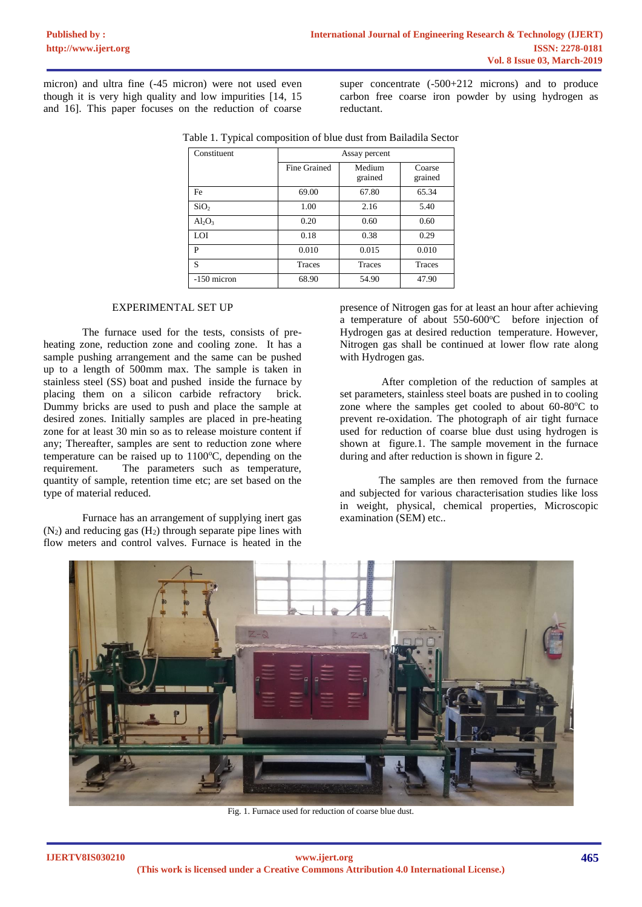micron) and ultra fine (-45 micron) were not used even though it is very high quality and low impurities [14, 15 and 16]. This paper focuses on the reduction of coarse super concentrate (-500+212 microns) and to produce carbon free coarse iron powder by using hydrogen as reductant.

Table 1. Typical composition of blue dust from Bailadila Sector

| Constituent | Assay percent | | |
|---|---|---|---|
| | Fine Grained | Medium grained | Coarse grained |
| Fe | 69.00 | 67.80 | 65.34 |
| $SiO_2$ | 1.00 | 2.16 | 5.40 |
| $Al_2O_3$ | 0.20 | 0.60 | 0.60 |
| LOI | 0.18 | 0.38 | 0.29 |
| P | 0.010 | 0.015 | 0.010 |
| S | Traces | Traces | Traces |
| -150 micron | 68.90 | 54.90 | 47.90 |

## EXPERIMENTAL SET UP

The furnace used for the tests, consists of pre-heating zone, reduction zone and cooling zone. It has a sample pushing arrangement and the same can be pushed up to a length of 500mm max. The sample is taken in stainless steel (SS) boat and pushed inside the furnace by placing them on a silicon carbide refractory brick. Dummy bricks are used to push and place the sample at desired zones. Initially samples are placed in pre-heating zone for at least 30 min so as to release moisture content if any; Thereafter, samples are sent to reduction zone where temperature can be raised up to 1100°C, depending on the requirement. The parameters such as temperature, quantity of sample, retention time etc; are set based on the type of material reduced.

Furnace has an arrangement of supplying inert gas ($N_2$) and reducing gas ($H_2$) through separate pipe lines with flow meters and control valves. Furnace is heated in the presence of Nitrogen gas for at least an hour after achieving a temperature of about 550-600°C before injection of Hydrogen gas at desired reduction temperature. However, Nitrogen gas shall be continued at lower flow rate along with Hydrogen gas.

After completion of the reduction of samples at set parameters, stainless steel boats are pushed in to cooling zone where the samples get cooled to about 60-80°C to prevent re-oxidation. The photograph of air tight furnace used for reduction of coarse blue dust using hydrogen is shown at figure.1. The sample movement in the furnace during and after reduction is shown in figure 2.

The samples are then removed from the furnace and subjected for various characterisation studies like loss in weight, physical, chemical properties, Microscopic examination (SEM) etc..

Fig. 1. Furnace used for reduction of coarse blue dust.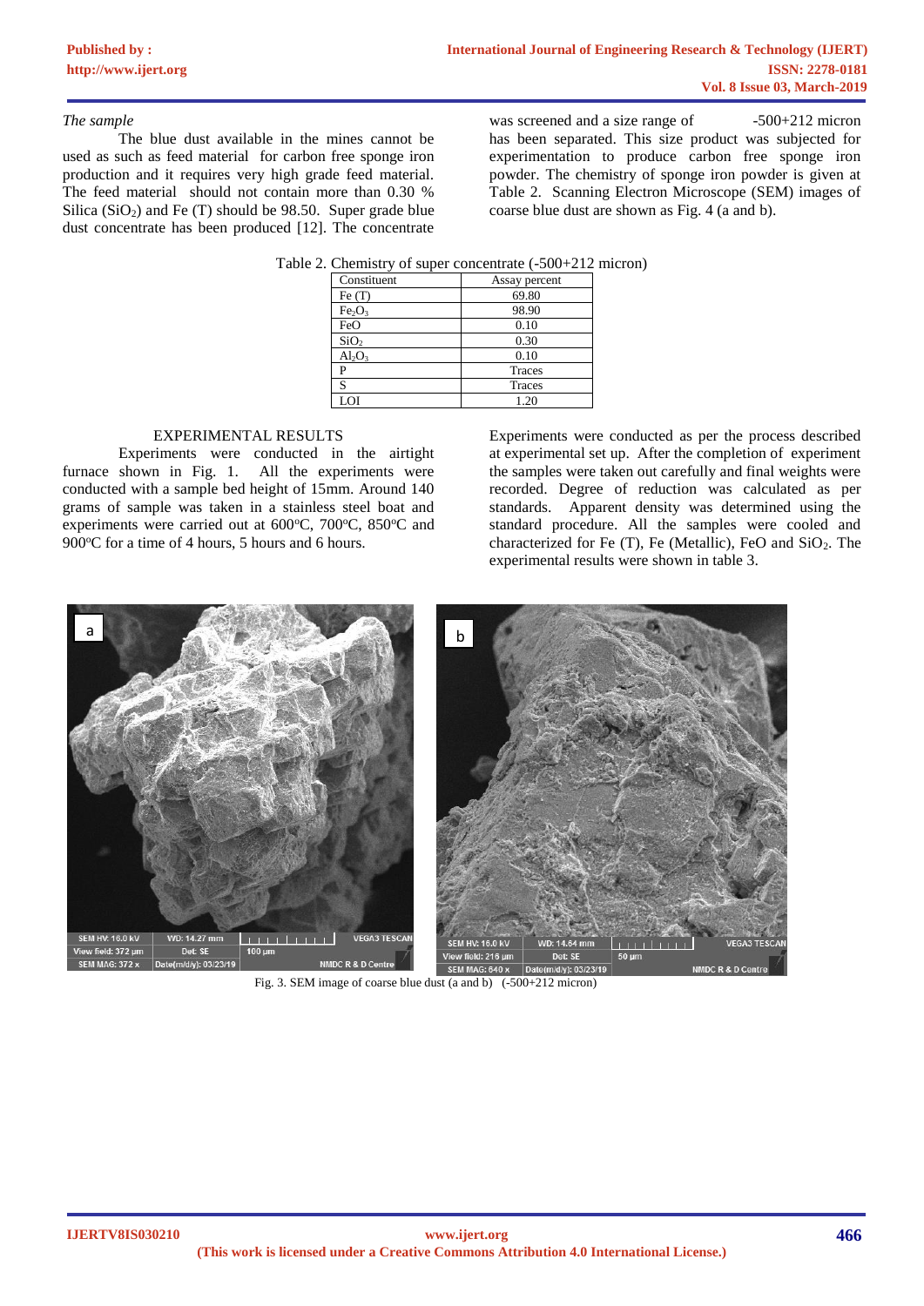*The sample*

The blue dust available in the mines cannot be used as such as feed material for carbon free sponge iron production and it requires very high grade feed material. The feed material should not contain more than 0.30 % Silica ($SiO_2$) and Fe (T) should be 98.50. Super grade blue dust concentrate has been produced [12]. The concentrate was screened and a size range of -500+212 micron has been separated. This size product was subjected for experimentation to produce carbon free sponge iron powder. The chemistry of sponge iron powder is given at Table 2. Scanning Electron Microscope (SEM) images of coarse blue dust are shown as Fig. 4 (a and b).

Table 2. Chemistry of super concentrate (-500+212 micron)

| Constituent | Assay percent |
|---|---|
| Fe (T) | 69.80 |
| $Fe_2O_3$ | 98.90 |
| FeO | 0.10 |
| $SiO_2$ | 0.30 |
| $Al_2O_3$ | 0.10 |
| P | Traces |
| S | Traces |
| LOI | 1.20 |

## EXPERIMENTAL RESULTS

Experiments were conducted in the airtight furnace shown in Fig. 1. All the experiments were conducted with a sample bed height of 15mm. Around 140 grams of sample was taken in a stainless steel boat and experiments were carried out at 600°C, 700°C, 850°C and 900°C for a time of 4 hours, 5 hours and 6 hours.

Experiments were conducted as per the process described at experimental set up. After the completion of experiment the samples were taken out carefully and final weights were recorded. Degree of reduction was calculated as per standards. Apparent density was determined using the standard procedure. All the samples were cooled and characterized for Fe (T), Fe (Metallic), FeO and $SiO_2$. The experimental results were shown in table 3.

Fig. 3. SEM image of coarse blue dust (a and b) (-500+212 micron)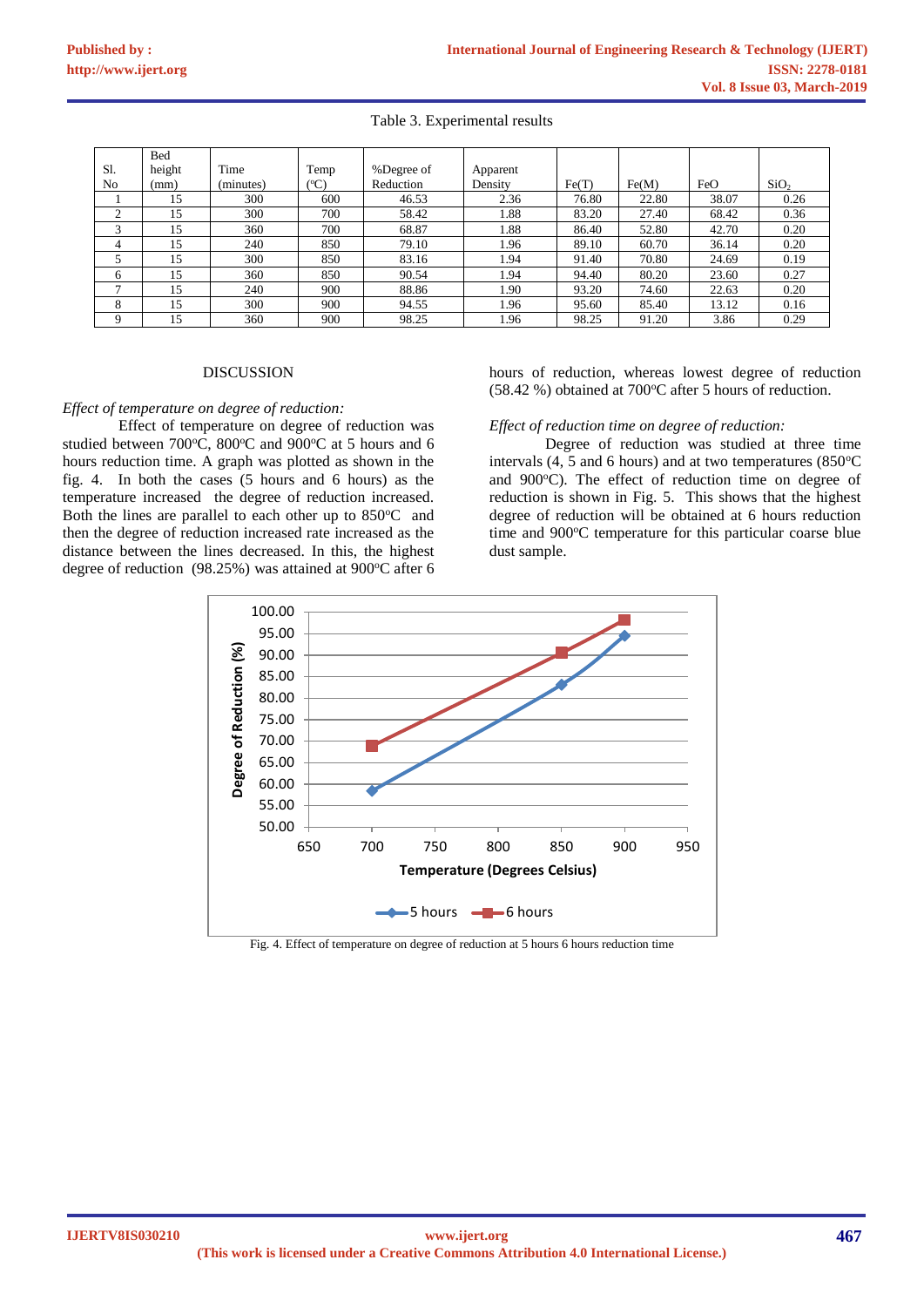Table 3. Experimental results

| Sl. No | Bed height (mm) | Time (minutes) | Temp (°C) | %Degree of Reduction | Apparent Density | Fe(T) | Fe(M) | FeO | $SiO_2$ |
|---|---|---|---|---|---|---|---|---|---|
| 1 | 15 | 300 | 600 | 46.53 | 2.36 | 76.80 | 22.80 | 38.07 | 0.26 |
| 2 | 15 | 300 | 700 | 58.42 | 1.88 | 83.20 | 27.40 | 68.42 | 0.36 |
| 3 | 15 | 360 | 700 | 68.87 | 1.88 | 86.40 | 52.80 | 42.70 | 0.20 |
| 4 | 15 | 240 | 850 | 79.10 | 1.96 | 89.10 | 60.70 | 36.14 | 0.20 |
| 5 | 15 | 300 | 850 | 83.16 | 1.94 | 91.40 | 70.80 | 24.69 | 0.19 |
| 6 | 15 | 360 | 850 | 90.54 | 1.94 | 94.40 | 80.20 | 23.60 | 0.27 |
| 7 | 15 | 240 | 900 | 88.86 | 1.90 | 93.20 | 74.60 | 22.63 | 0.20 |
| 8 | 15 | 300 | 900 | 94.55 | 1.96 | 95.60 | 85.40 | 13.12 | 0.16 |
| 9 | 15 | 360 | 900 | 98.25 | 1.96 | 98.25 | 91.20 | 3.86 | 0.29 |

## DISCUSSION

*Effect of temperature on degree of reduction:*

Effect of temperature on degree of reduction was studied between 700°C, 800°C and 900°C at 5 hours and 6 hours reduction time. A graph was plotted as shown in the fig. 4. In both the cases (5 hours and 6 hours) as the temperature increased the degree of reduction increased. Both the lines are parallel to each other up to 850°C and then the degree of reduction increased rate increased as the distance between the lines decreased. In this, the highest degree of reduction (98.25%) was attained at 900°C after 6 hours of reduction, whereas lowest degree of reduction (58.42 %) obtained at 700°C after 5 hours of reduction.

*Effect of reduction time on degree of reduction:*

Degree of reduction was studied at three time intervals (4, 5 and 6 hours) and at two temperatures (850°C and 900°C). The effect of reduction time on degree of reduction is shown in Fig. 5. This shows that the highest degree of reduction will be obtained at 6 hours reduction time and 900°C temperature for this particular coarse blue dust sample.

Fig. 4. Effect of temperature on degree of reduction at 5 hours 6 hours reduction time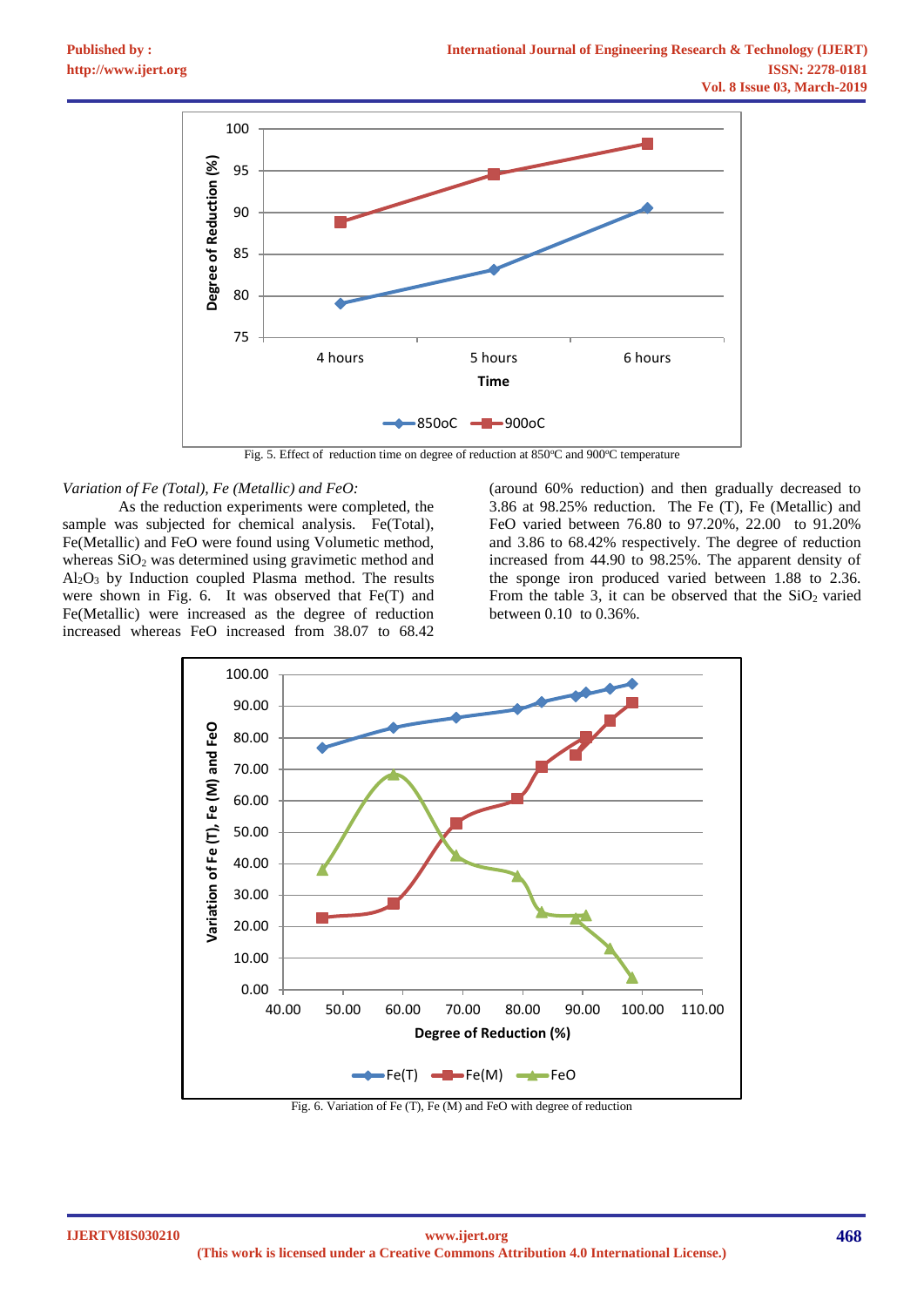Fig. 5. Effect of reduction time on degree of reduction at 850ºC and 900ºC temperature

*Variation of Fe (Total), Fe (Metallic) and FeO:*

As the reduction experiments were completed, the sample was subjected for chemical analysis. Fe(Total), Fe(Metallic) and FeO were found using Volumetic method, whereas $SiO_2$ was determined using gravimetic method and $Al_2O_3$ by Induction coupled Plasma method. The results were shown in Fig. 6. It was observed that Fe(T) and Fe(Metallic) were increased as the degree of reduction increased whereas FeO increased from 38.07 to 68.42 (around 60% reduction) and then gradually decreased to 3.86 at 98.25% reduction. The Fe (T), Fe (Metallic) and FeO varied between 76.80 to 97.20%, 22.00 to 91.20% and 3.86 to 68.42% respectively. The degree of reduction increased from 44.90 to 98.25%. The apparent density of the sponge iron produced varied between 1.88 to 2.36. From the table 3, it can be observed that the $SiO_2$ varied between 0.10 to 0.36%.

Fig. 6. Variation of Fe (T), Fe (M) and FeO with degree of reduction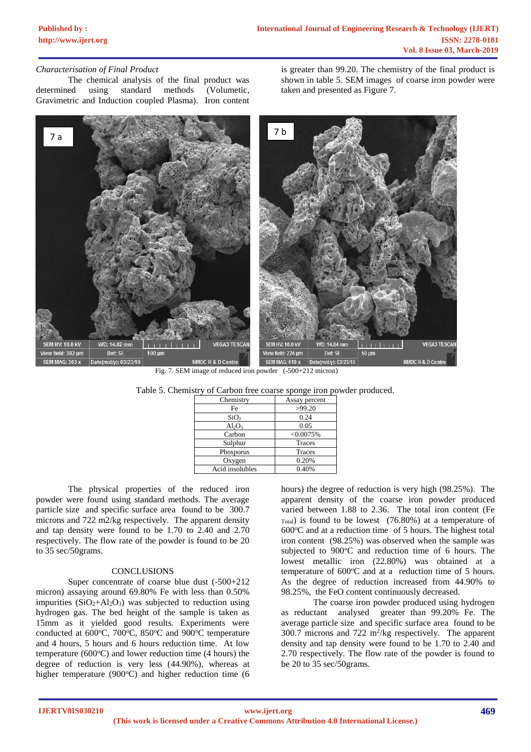*Characterisation of Final Product*

The chemical analysis of the final product was determined using standard methods (Volumetic, Gravimetric and Induction coupled Plasma). Iron content is greater than 99.20. The chemistry of the final product is shown in table 5. SEM images of coarse iron powder were taken and presented as Figure 7.

Fig. 7. SEM image of reduced iron powder (-500+212 micron)

Table 5. Chemistry of Carbon free coarse sponge iron powder produced.

| Chemistry | Assay percent |
|---|---|
| Fe | >99.20 |
| $SiO_2$ | 0.24 |
| $Al_2O_3$ | 0.05 |
| Carbon | <0.0075% |
| Sulphur | Traces |
| Phosporus | Traces |
| Oxygen | 0.20% |
| Acid insolubles | 0.40% |

The physical properties of the reduced iron powder were found using standard methods. The average particle size and specific surface area found to be 300.7 microns and 722 m2/kg respectively. The apparent density and tap density were found to be 1.70 to 2.40 and 2.70 respectively. The flow rate of the powder is found to be 20 to 35 sec/50grams.

## CONCLUSIONS

Super concentrate of coarse blue dust (-500+212 micron) assaying around 69.80% Fe with less than 0.50% impurities ($SiO_2$+$Al_2O_3$) was subjected to reduction using hydrogen gas. The bed height of the sample is taken as 15mm as it yielded good results. Experiments were conducted at 600°C, 700°C, 850°C and 900°C temperature and 4 hours, 5 hours and 6 hours reduction time. At low temperature (600°C) and lower reduction time (4 hours) the degree of reduction is very less (44.90%), whereas at higher temperature (900°C) and higher reduction time (6 hours) the degree of reduction is very high (98.25%). The apparent density of the coarse iron powder produced varied between 1.88 to 2.36. The total iron content ($Fe_{Total}$) is found to be lowest (76.80%) at a temperature of 600°C and at a reduction time of 5 hours. The highest total iron content (98.25%) was observed when the sample was subjected to 900°C and reduction time of 6 hours. The lowest metallic iron (22.80%) was obtained at a temperature of 600°C and at a reduction time of 5 hours. As the degree of reduction increased from 44.90% to 98.25%, the FeO content continuously decreased.

The coarse iron powder produced using hydrogen as reductant analysed greater than 99.20% Fe. The average particle size and specific surface area found to be 300.7 microns and 722 $m^2$/kg respectively. The apparent density and tap density were found to be 1.70 to 2.40 and 2.70 respectively. The flow rate of the powder is found to be 20 to 35 sec/50grams.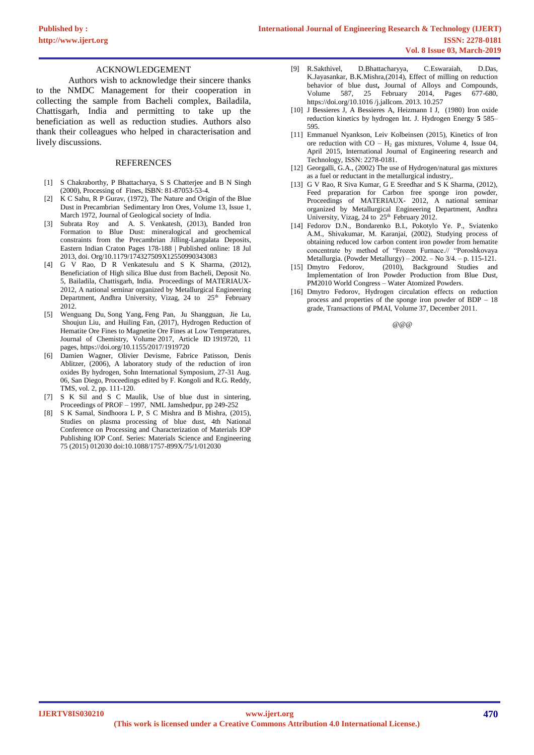## ACKNOWLEDGEMENT

Authors wish to acknowledge their sincere thanks to the NMDC Management for their cooperation in collecting the sample from Bacheli complex, Bailadila, Chattisgarh, India and permitting to take up the beneficiation as well as reduction studies. Authors also thank their colleagues who helped in characterisation and lively discussions.

## REFERENCES

[1] S Chakraborthy, P Bhattacharya, S S Chatterjee and B N Singh (2000), Processing of Fines, ISBN: 81-87053-53-4.

[2] K C Sahu, R P Gurav, (1972), The Nature and Origin of the Blue Dust in Precambrian Sedimentary Iron Ores, Volume 13, Issue 1, March 1972, Journal of Geological society of India.

[3] Subrata Roy and A. S. Venkatesh, (2013), Banded Iron Formation to Blue Dust: mineralogical and geochemical constraints from the Precambrian Jilling-Langalata Deposits, Eastern Indian Craton Pages 178-188 | Published online: 18 Jul 2013, doi. Org/10.1179/174327509X12550990343083

[4] G V Rao, D R Venkatesulu and S K Sharma, (2012), Beneficiation of High silica Blue dust from Bacheli, Deposit No. 5, Bailadila, Chattisgarh, India. Proceedings of MATERIAUX-2012, A national seminar organized by Metallurgical Engineering Department, Andhra University, Vizag, 24 to 25th February 2012.

[5] Wenguang Du, Song Yang, Feng Pan, Ju Shangguan, Jie Lu, Shoujun Liu, and Huiling Fan, (2017), Hydrogen Reduction of Hematite Ore Fines to Magnetite Ore Fines at Low Temperatures, Journal of Chemistry, Volume 2017, Article ID 1919720, 11 pages, https://doi.org/10.1155/2017/1919720

[6] Damien Wagner, Olivier Devisme, Fabrice Patisson, Denis Ablitzer, (2006), A laboratory study of the reduction of iron oxides By hydrogen, Sohn International Symposium, 27-31 Aug. 06, San Diego, Proceedings edited by F. Kongoli and R.G. Reddy, TMS, vol. 2, pp. 111-120.

[7] S K Sil and S C Maulik, Use of blue dust in sintering, Proceedings of PROF – 1997, NML Jamshedpur, pp 249-252

[8] S K Samal, Sindhoora L P, S C Mishra and B Mishra, (2015), Studies on plasma processing of blue dust, 4th National Conference on Processing and Characterization of Materials IOP Publishing IOP Conf. Series: Materials Science and Engineering 75 (2015) 012030 doi:10.1088/1757-899X/75/1/012030

[9] R.Sakthivel, D.Bhattacharyya, C.Eswaraiah, D.Das, K.Jayasankar, B.K.Mishra,(2014), Effect of milling on reduction behavior of blue dust**,** Journal of Alloys and Compounds, Volume 587, 25 February 2014, Pages 677-680, https://doi.org/10.1016 /j.jallcom. 2013. 10.257

[10] J Bessieres J, A Bessieres A, Heizmann I J, (1980) Iron oxide reduction kinetics by hydrogen Int. J. Hydrogen Energy **5** 585–595.

[11] Emmanuel Nyankson, Leiv Kolbeinsen (2015), Kinetics of Iron ore reduction with CO – $H_2$ gas mixtures, Volume 4, Issue 04, April 2015, International Journal of Engineering research and Technology, ISSN: 2278-0181.

[12] Georgalli, G.A., (2002) The use of Hydrogen/natural gas mixtures as a fuel or reductant in the metallurgical industry,.

[13] G V Rao, R Siva Kumar, G E Sreedhar and S K Sharma, (2012), Feed preparation for Carbon free sponge iron powder, Proceedings of MATERIAUX- 2012, A national seminar organized by Metallurgical Engineering Department, Andhra University, Vizag, 24 to 25th February 2012.

[14] Fedorov D.N., Bondarenko B.I., Pokotylo Ye. P., Sviatenko A.M., Shivakumar, M. Karanjai, (2002), Studying process of obtaining reduced low carbon content iron powder from hematite concentrate by method of "Frozen Furnace.// "Poroshkovaya Metallurgia. (Powder Metallurgy) – 2002. – No 3/4. – p. 115-121.

[15] Dmytro Fedorov, (2010), Background Studies and Implementation of Iron Powder Production from Blue Dust, PM2010 World Congress – Water Atomized Powders.

[16] Dmytro Fedorov, Hydrogen circulation effects on reduction process and properties of the sponge iron powder of BDP – 18 grade, Transactions of PMAI, Volume 37, December 2011.

@@@